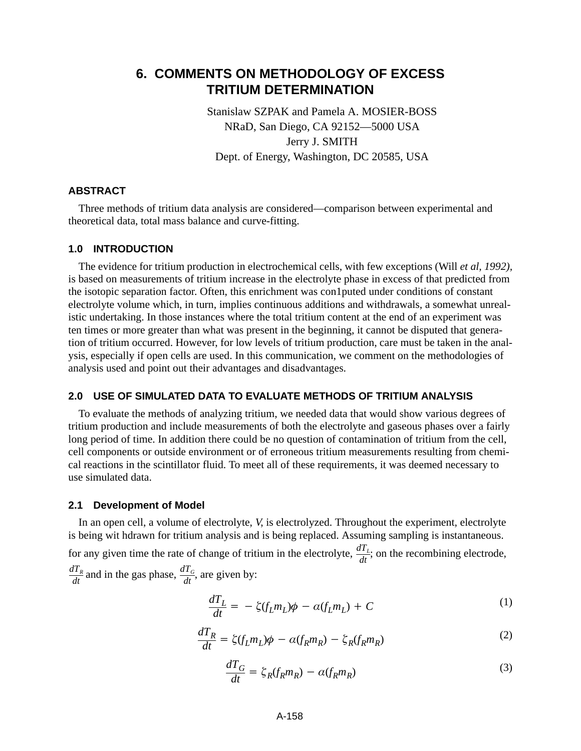# 6. COMMENTS ON METHODOLOGY OF EXCESS TRITIUM DETERMINATION

Stanislaw SZPAK and Pamela A. MOSIER-BOSS
NRaD, San Diego, CA 92152—5000 USA
Jerry J. SMITH
Dept. of Energy, Washington, DC 20585, USA

## ABSTRACT

Three methods of tritium data analysis are considered—comparison between experimental and theoretical data, total mass balance and curve-fitting.

## 1.0 INTRODUCTION

The evidence for tritium production in electrochemical cells, with few exceptions (Will *et al, 1992)*, is based on measurements of tritium increase in the electrolyte phase in excess of that predicted from the isotopic separation factor. Often, this enrichment was con1puted under conditions of constant electrolyte volume which, in turn, implies continuous additions and withdrawals, a somewhat unrealistic undertaking. In those instances where the total tritium content at the end of an experiment was ten times or more greater than what was present in the beginning, it cannot be disputed that generation of tritium occurred. However, for low levels of tritium production, care must be taken in the analysis, especially if open cells are used. In this communication, we comment on the methodologies of analysis used and point out their advantages and disadvantages.

## 2.0 USE OF SIMULATED DATA TO EVALUATE METHODS OF TRITIUM ANALYSIS

To evaluate the methods of analyzing tritium, we needed data that would show various degrees of tritium production and include measurements of both the electrolyte and gaseous phases over a fairly long period of time. In addition there could be no question of contamination of tritium from the cell, cell components or outside environment or of erroneous tritium measurements resulting from chemical reactions in the scintillator fluid. To meet all of these requirements, it was deemed necessary to use simulated data.

### 2.1 Development of Model

In an open cell, a volume of electrolyte, *V*, is electrolyzed. Throughout the experiment, electrolyte is being wit hdrawn for tritium analysis and is being replaced. Assuming sampling is instantaneous. for any given time the rate of change of tritium in the electrolyte, $\frac{dT_L}{dt}$; on the recombining electrode, $\frac{dT_R}{dt}$ and in the gas phase, $\frac{dT_G}{dt}$, are given by:

$$\frac{dT_L}{dt} = -\zeta(f_L m_L)\phi - \alpha(f_L m_L) + C \tag{1}$$

$$\frac{dT_R}{dt} = \zeta(f_L m_L)\phi - \alpha(f_R m_R) - \zeta_R(f_R m_R) \tag{2}$$

$$\frac{dT_G}{dt} = \zeta_R(f_R m_R) - \alpha(f_R m_R) \tag{3}$$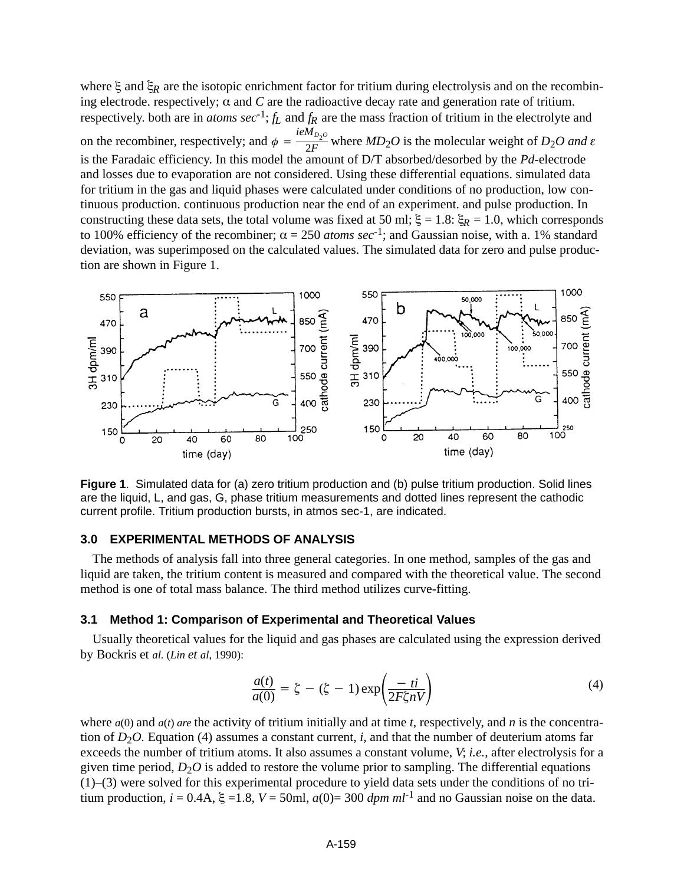where $\xi$ and $\xi_R$ are the isotopic enrichment factor for tritium during electrolysis and on the recombining electrode. respectively; $\alpha$ and $C$ are the radioactive decay rate and generation rate of tritium. respectively. both are in *atoms sec*$^{-1}$; $f_L$ and $f_R$ are the mass fraction of tritium in the electrolyte and on the recombiner, respectively; and $\phi = \frac{ieM_{D_2O}}{2F}$ where $MD_2O$ is the molecular weight of $D_2O$ *and* $\varepsilon$ is the Faradaic efficiency. In this model the amount of D/T absorbed/desorbed by the *Pd*-electrode and losses due to evaporation are not considered. Using these differential equations. simulated data for tritium in the gas and liquid phases were calculated under conditions of no production, low continuous production. continuous production near the end of an experiment. and pulse production. In constructing these data sets, the total volume was fixed at 50 ml; $\xi$ = 1.8: $\xi_R$ = 1.0, which corresponds to 100% efficiency of the recombiner; $\alpha$ = 250 *atoms sec*$^{-1}$; and Gaussian noise, with a. 1% standard deviation, was superimposed on the calculated values. The simulated data for zero and pulse production are shown in Figure 1.

**Figure 1**. Simulated data for (a) zero tritium production and (b) pulse tritium production. Solid lines are the liquid, L, and gas, G, phase tritium measurements and dotted lines represent the cathodic current profile. Tritium production bursts, in atmos sec-1, are indicated.

## 3.0 EXPERIMENTAL METHODS OF ANALYSIS

The methods of analysis fall into three general categories. In one method, samples of the gas and liquid are taken, the tritium content is measured and compared with the theoretical value. The second method is one of total mass balance. The third method utilizes curve-fitting.

### 3.1 Method 1: Comparison of Experimental and Theoretical Values

Usually theoretical values for the liquid and gas phases are calculated using the expression derived by Bockris et *al.* (*Lin et al*, 1990):

$$\frac{a(t)}{a(0)} = \zeta - (\zeta - 1)\exp\left(\frac{-ti}{2F\zeta nV}\right) \tag{4}$$

where $a(0)$ and $a(t)$ *are* the activity of tritium initially and at time $t$, respectively, and $n$ is the concentration of $D_2O$. Equation (4) assumes a constant current, $i$, and that the number of deuterium atoms far exceeds the number of tritium atoms. It also assumes a constant volume, $V$; *i.e.*, after electrolysis for a given time period, $D_2O$ is added to restore the volume prior to sampling. The differential equations (1)–(3) were solved for this experimental procedure to yield data sets under the conditions of no tritium production, $i$ = 0.4A, $\xi$ =1.8, $V$ = 50ml, $a(0)$= 300 *dpm ml*$^{-1}$ and no Gaussian noise on the data.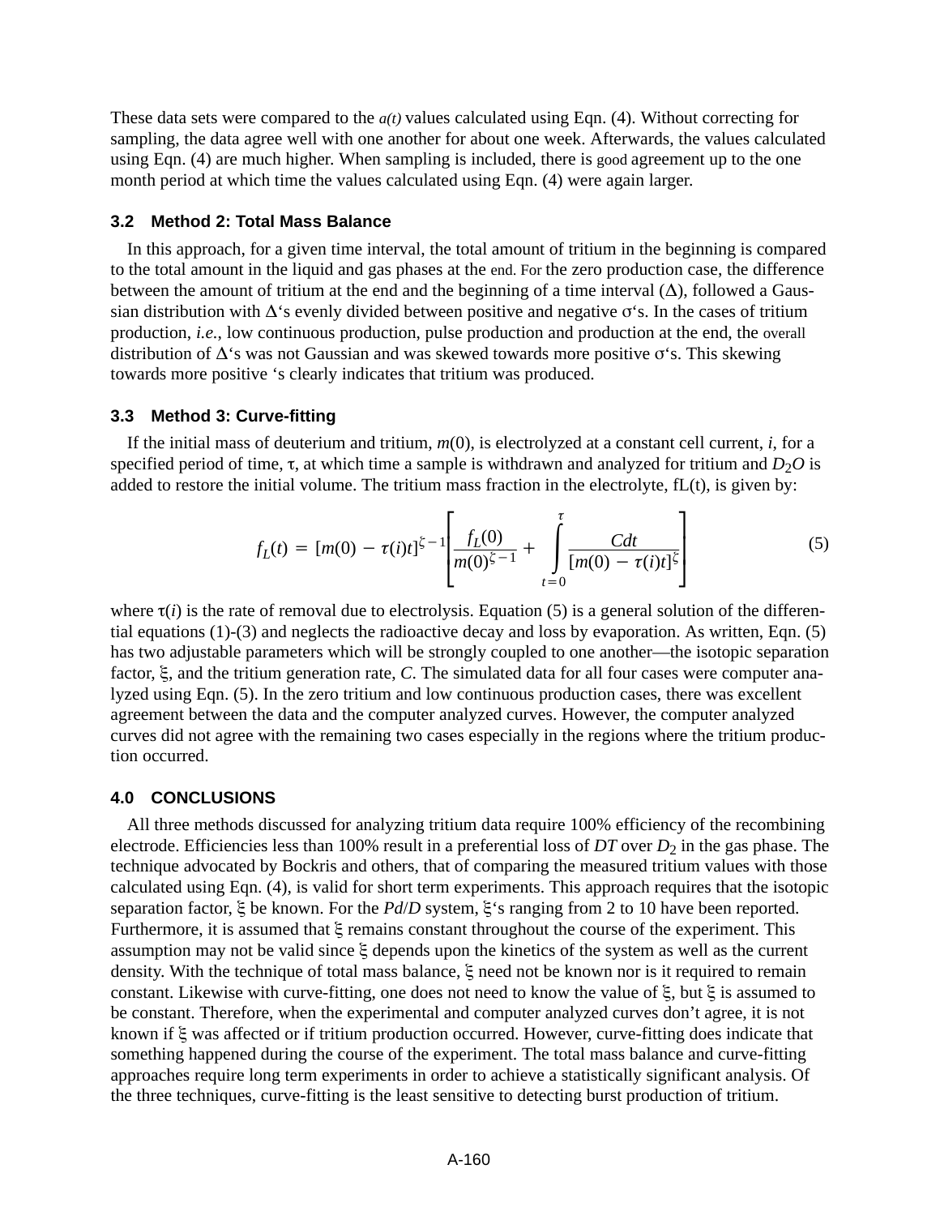These data sets were compared to the *a(t)* values calculated using Eqn. (4). Without correcting for sampling, the data agree well with one another for about one week. Afterwards, the values calculated using Eqn. (4) are much higher. When sampling is included, there is good agreement up to the one month period at which time the values calculated using Eqn. (4) were again larger.

### 3.2 Method 2: Total Mass Balance

In this approach, for a given time interval, the total amount of tritium in the beginning is compared to the total amount in the liquid and gas phases at the end. For the zero production case, the difference between the amount of tritium at the end and the beginning of a time interval ($\Delta$), followed a Gaussian distribution with $\Delta$'s evenly divided between positive and negative $\sigma$'s. In the cases of tritium production, *i.e.*, low continuous production, pulse production and production at the end, the overall distribution of $\Delta$'s was not Gaussian and was skewed towards more positive $\sigma$'s. This skewing towards more positive 's clearly indicates that tritium was produced.

### 3.3 Method 3: Curve-fitting

If the initial mass of deuterium and tritium, $m(0)$, is electrolyzed at a constant cell current, $i$, for a specified period of time, $\tau$, at which time a sample is withdrawn and analyzed for tritium and $D_2O$ is added to restore the initial volume. The tritium mass fraction in the electrolyte, fL(t), is given by:

$$f_L(t) = [m(0) - \tau(i)t]^{\xi - 1}\left[\frac{f_L(0)}{m(0)^{\xi - 1}} + \int_{t=0}^{\tau} \frac{Cdt}{[m(0) - \tau(i)t]^{\xi}}\right] \tag{5}$$

where $\tau(i)$ is the rate of removal due to electrolysis. Equation (5) is a general solution of the differential equations (1)-(3) and neglects the radioactive decay and loss by evaporation. As written, Eqn. (5) has two adjustable parameters which will be strongly coupled to one another—the isotopic separation factor, $\xi$, and the tritium generation rate, $C$. The simulated data for all four cases were computer analyzed using Eqn. (5). In the zero tritium and low continuous production cases, there was excellent agreement between the data and the computer analyzed curves. However, the computer analyzed curves did not agree with the remaining two cases especially in the regions where the tritium production occurred.

## 4.0 CONCLUSIONS

All three methods discussed for analyzing tritium data require 100% efficiency of the recombining electrode. Efficiencies less than 100% result in a preferential loss of $DT$ over $D_2$ in the gas phase. The technique advocated by Bockris and others, that of comparing the measured tritium values with those calculated using Eqn. (4), is valid for short term experiments. This approach requires that the isotopic separation factor, $\xi$ be known. For the $Pd/D$ system, $\xi$'s ranging from 2 to 10 have been reported. Furthermore, it is assumed that $\xi$ remains constant throughout the course of the experiment. This assumption may not be valid since $\xi$ depends upon the kinetics of the system as well as the current density. With the technique of total mass balance, $\xi$ need not be known nor is it required to remain constant. Likewise with curve-fitting, one does not need to know the value of $\xi$, but $\xi$ is assumed to be constant. Therefore, when the experimental and computer analyzed curves don't agree, it is not known if $\xi$ was affected or if tritium production occurred. However, curve-fitting does indicate that something happened during the course of the experiment. The total mass balance and curve-fitting approaches require long term experiments in order to achieve a statistically significant analysis. Of the three techniques, curve-fitting is the least sensitive to detecting burst production of tritium.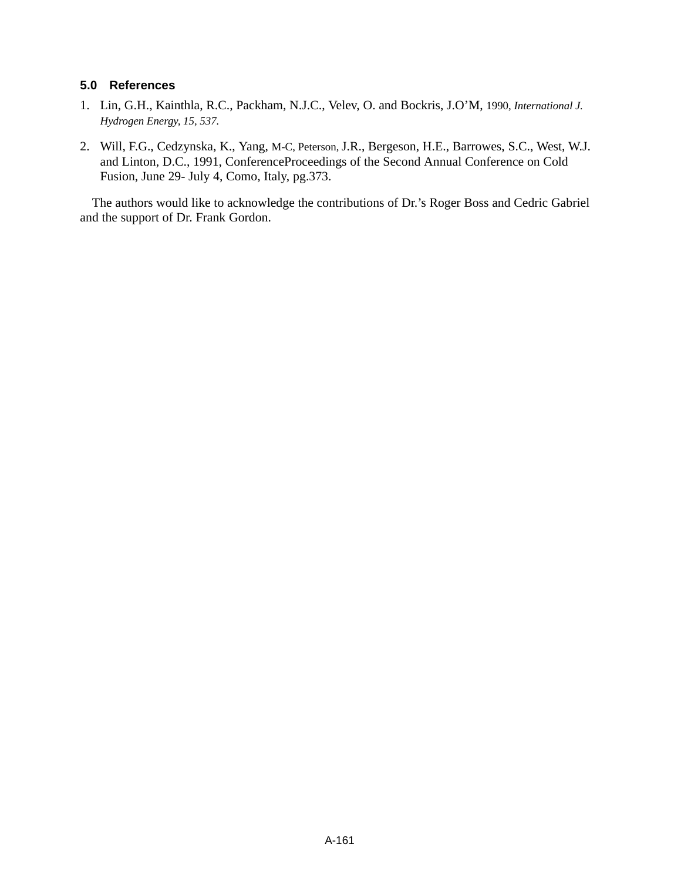## 5.0 References

1. Lin, G.H., Kainthla, R.C., Packham, N.J.C., Velev, O. and Bockris, J.O'M, 1990, *International J. Hydrogen Energy, 15, 537*.

2. Will, F.G., Cedzynska, K., Yang, M-C, Peterson, J.R., Bergeson, H.E., Barrowes, S.C., West, W.J. and Linton, D.C., 1991, ConferenceProceedings of the Second Annual Conference on Cold Fusion, June 29- July 4, Como, Italy, pg.373.

The authors would like to acknowledge the contributions of Dr.'s Roger Boss and Cedric Gabriel and the support of Dr. Frank Gordon.